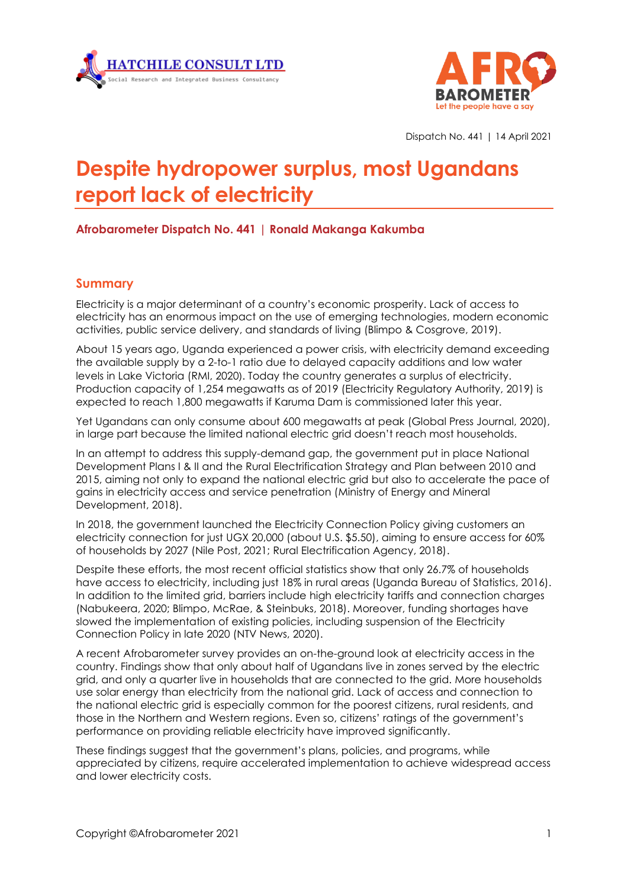Dispatch No. 441 | 14 April 2021

# Despite hydropower surplus, most Ugandans report lack of electricity

**Afrobarometer Dispatch No. 441 | Ronald Makanga Kakumba**

## Summary

Electricity is a major determinant of a country's economic prosperity. Lack of access to electricity has an enormous impact on the use of emerging technologies, modern economic activities, public service delivery, and standards of living (Blimpo & Cosgrove, 2019).

About 15 years ago, Uganda experienced a power crisis, with electricity demand exceeding the available supply by a 2-to-1 ratio due to delayed capacity additions and low water levels in Lake Victoria (RMI, 2020). Today the country generates a surplus of electricity. Production capacity of 1,254 megawatts as of 2019 (Electricity Regulatory Authority, 2019) is expected to reach 1,800 megawatts if Karuma Dam is commissioned later this year.

Yet Ugandans can only consume about 600 megawatts at peak (Global Press Journal, 2020), in large part because the limited national electric grid doesn't reach most households.

In an attempt to address this supply-demand gap, the government put in place National Development Plans I & II and the Rural Electrification Strategy and Plan between 2010 and 2015, aiming not only to expand the national electric grid but also to accelerate the pace of gains in electricity access and service penetration (Ministry of Energy and Mineral Development, 2018).

In 2018, the government launched the Electricity Connection Policy giving customers an electricity connection for just UGX 20,000 (about U.S. $5.50), aiming to ensure access for 60% of households by 2027 (Nile Post, 2021; Rural Electrification Agency, 2018).

Despite these efforts, the most recent official statistics show that only 26.7% of households have access to electricity, including just 18% in rural areas (Uganda Bureau of Statistics, 2016). In addition to the limited grid, barriers include high electricity tariffs and connection charges (Nabukeera, 2020; Blimpo, McRae, & Steinbuks, 2018). Moreover, funding shortages have slowed the implementation of existing policies, including suspension of the Electricity Connection Policy in late 2020 (NTV News, 2020).

A recent Afrobarometer survey provides an on-the-ground look at electricity access in the country. Findings show that only about half of Ugandans live in zones served by the electric grid, and only a quarter live in households that are connected to the grid. More households use solar energy than electricity from the national grid. Lack of access and connection to the national electric grid is especially common for the poorest citizens, rural residents, and those in the Northern and Western regions. Even so, citizens' ratings of the government's performance on providing reliable electricity have improved significantly.

These findings suggest that the government's plans, policies, and programs, while appreciated by citizens, require accelerated implementation to achieve widespread access and lower electricity costs.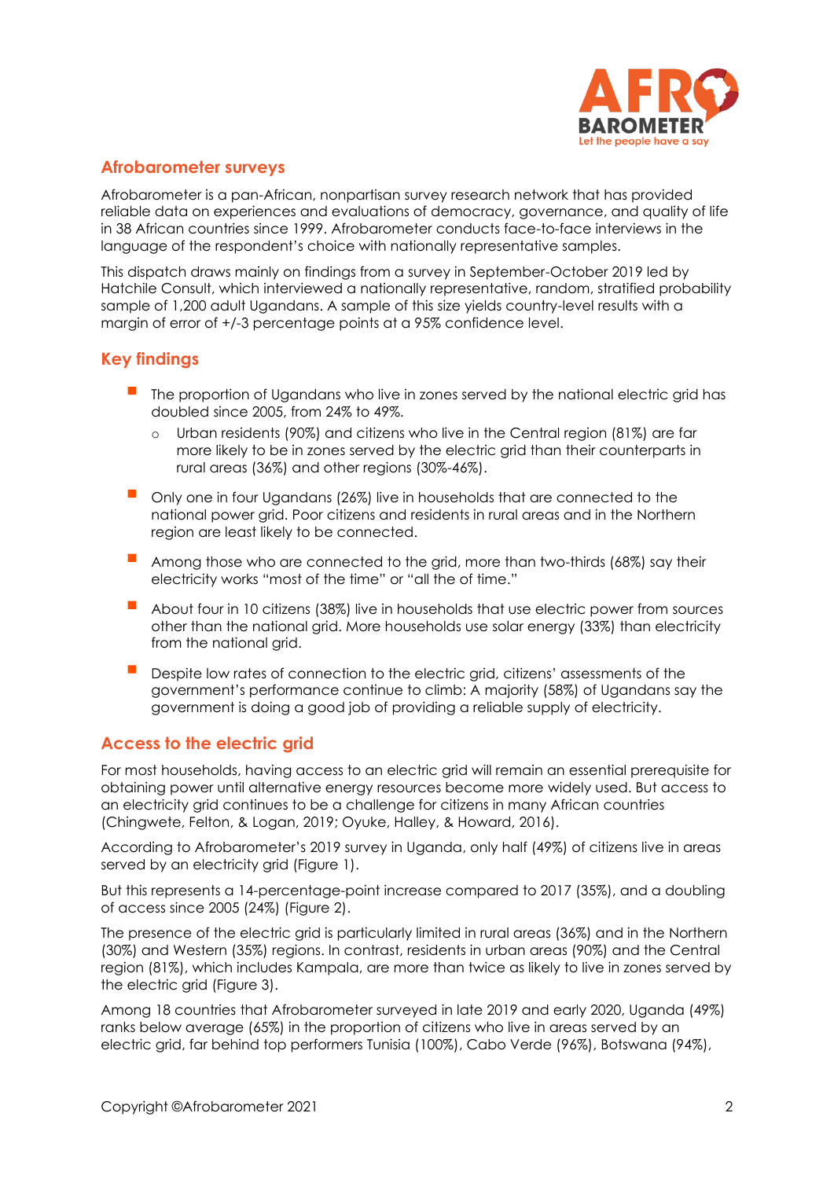## Afrobarometer surveys

Afrobarometer is a pan-African, nonpartisan survey research network that has provided reliable data on experiences and evaluations of democracy, governance, and quality of life in 38 African countries since 1999. Afrobarometer conducts face-to-face interviews in the language of the respondent's choice with nationally representative samples.

This dispatch draws mainly on findings from a survey in September-October 2019 led by Hatchile Consult, which interviewed a nationally representative, random, stratified probability sample of 1,200 adult Ugandans. A sample of this size yields country-level results with a margin of error of +/-3 percentage points at a 95% confidence level.

## Key findings

- The proportion of Ugandans who live in zones served by the national electric grid has doubled since 2005, from 24% to 49%.
  - Urban residents (90%) and citizens who live in the Central region (81%) are far more likely to be in zones served by the electric grid than their counterparts in rural areas (36%) and other regions (30%-46%).
- Only one in four Ugandans (26%) live in households that are connected to the national power grid. Poor citizens and residents in rural areas and in the Northern region are least likely to be connected.
- Among those who are connected to the grid, more than two-thirds (68%) say their electricity works "most of the time" or "all the of time."
- About four in 10 citizens (38%) live in households that use electric power from sources other than the national grid. More households use solar energy (33%) than electricity from the national grid.
- Despite low rates of connection to the electric grid, citizens' assessments of the government's performance continue to climb: A majority (58%) of Ugandans say the government is doing a good job of providing a reliable supply of electricity.

## Access to the electric grid

For most households, having access to an electric grid will remain an essential prerequisite for obtaining power until alternative energy resources become more widely used. But access to an electricity grid continues to be a challenge for citizens in many African countries (Chingwete, Felton, & Logan, 2019; Oyuke, Halley, & Howard, 2016).

According to Afrobarometer's 2019 survey in Uganda, only half (49%) of citizens live in areas served by an electricity grid (Figure 1).

But this represents a 14-percentage-point increase compared to 2017 (35%), and a doubling of access since 2005 (24%) (Figure 2).

The presence of the electric grid is particularly limited in rural areas (36%) and in the Northern (30%) and Western (35%) regions. In contrast, residents in urban areas (90%) and the Central region (81%), which includes Kampala, are more than twice as likely to live in zones served by the electric grid (Figure 3).

Among 18 countries that Afrobarometer surveyed in late 2019 and early 2020, Uganda (49%) ranks below average (65%) in the proportion of citizens who live in areas served by an electric grid, far behind top performers Tunisia (100%), Cabo Verde (96%), Botswana (94%),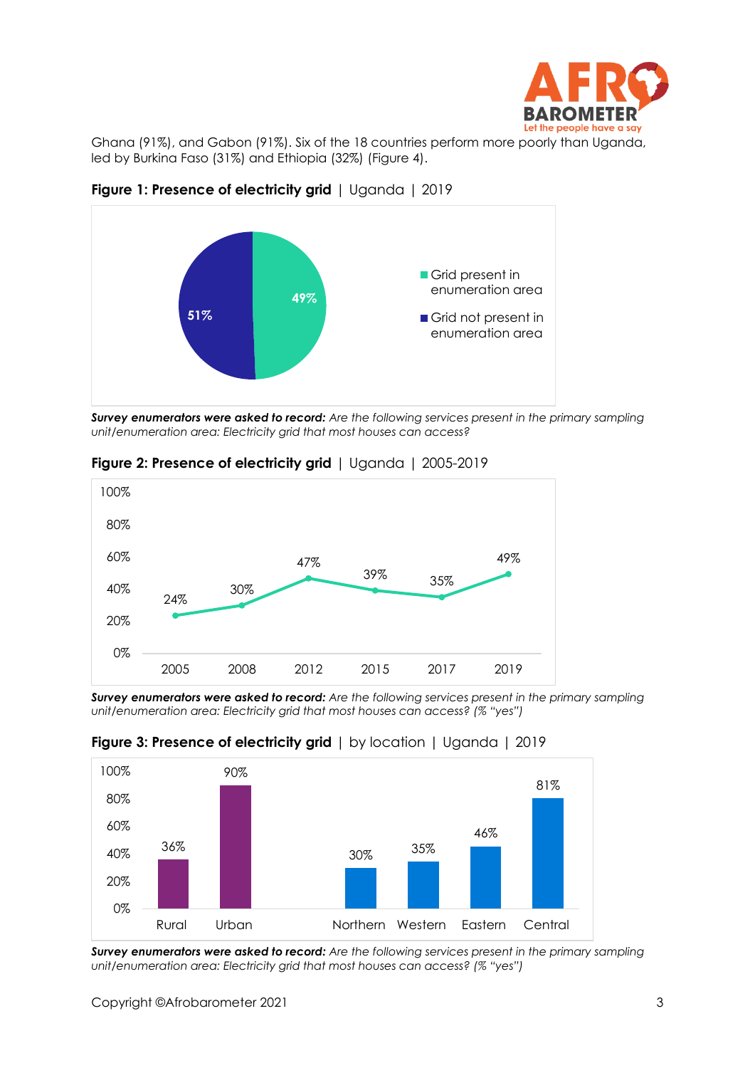Ghana (91%), and Gabon (91%). Six of the 18 countries perform more poorly than Uganda, led by Burkina Faso (31%) and Ethiopia (32%) (Figure 4).

**Figure 1: Presence of electricity grid** | Uganda | 2019

| | % |
|---|---|
| Grid present in enumeration area | 49% |
| Grid not present in enumeration area | 51% |

***Survey enumerators were asked to record:*** *Are the following services present in the primary sampling unit/enumeration area: Electricity grid that most houses can access?*

**Figure 2: Presence of electricity grid** | Uganda | 2005-2019

| 2005 | 2008 | 2012 | 2015 | 2017 | 2019 |
|---|---|---|---|---|---|
| 24% | 30% | 47% | 39% | 35% | 49% |

***Survey enumerators were asked to record:*** *Are the following services present in the primary sampling unit/enumeration area: Electricity grid that most houses can access? (% "yes")*

**Figure 3: Presence of electricity grid** | by location | Uganda | 2019

| Rural | Urban | Northern | Western | Eastern | Central |
|---|---|---|---|---|---|
| 36% | 90% | 30% | 35% | 46% | 81% |

***Survey enumerators were asked to record:*** *Are the following services present in the primary sampling unit/enumeration area: Electricity grid that most houses can access? (% "yes")*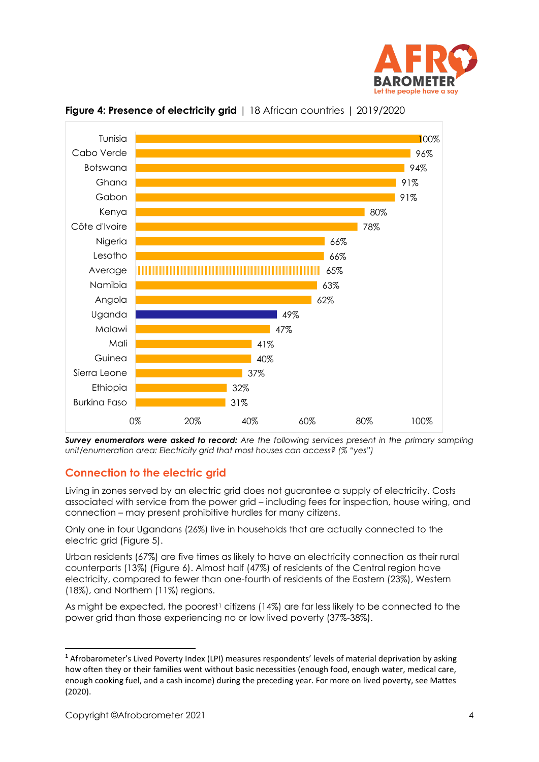**Figure 4: Presence of electricity grid** | 18 African countries | 2019/2020

| Country | % yes |
|---|---|
| Tunisia | 100% |
| Cabo Verde | 96% |
| Botswana | 94% |
| Ghana | 91% |
| Gabon | 91% |
| Kenya | 80% |
| Côte d'Ivoire | 78% |
| Nigeria | 66% |
| Lesotho | 66% |
| Average | 65% |
| Namibia | 63% |
| Angola | 62% |
| Uganda | 49% |
| Malawi | 47% |
| Mali | 41% |
| Guinea | 40% |
| Sierra Leone | 37% |
| Ethiopia | 32% |
| Burkina Faso | 31% |

***Survey enumerators were asked to record:*** *Are the following services present in the primary sampling unit/enumeration area: Electricity grid that most houses can access? (% "yes")*

## Connection to the electric grid

Living in zones served by an electric grid does not guarantee a supply of electricity. Costs associated with service from the power grid – including fees for inspection, house wiring, and connection – may present prohibitive hurdles for many citizens.

Only one in four Ugandans (26%) live in households that are actually connected to the electric grid (Figure 5).

Urban residents (67%) are five times as likely to have an electricity connection as their rural counterparts (13%) (Figure 6). Almost half (47%) of residents of the Central region have electricity, compared to fewer than one-fourth of residents of the Eastern (23%), Western (18%), and Northern (11%) regions.

As might be expected, the poorest[1] citizens (14%) are far less likely to be connected to the power grid than those experiencing no or low lived poverty (37%-38%).

---

[1] Afrobarometer's Lived Poverty Index (LPI) measures respondents' levels of material deprivation by asking how often they or their families went without basic necessities (enough food, enough water, medical care, enough cooking fuel, and a cash income) during the preceding year. For more on lived poverty, see Mattes (2020).

Copyright ©Afrobarometer 2021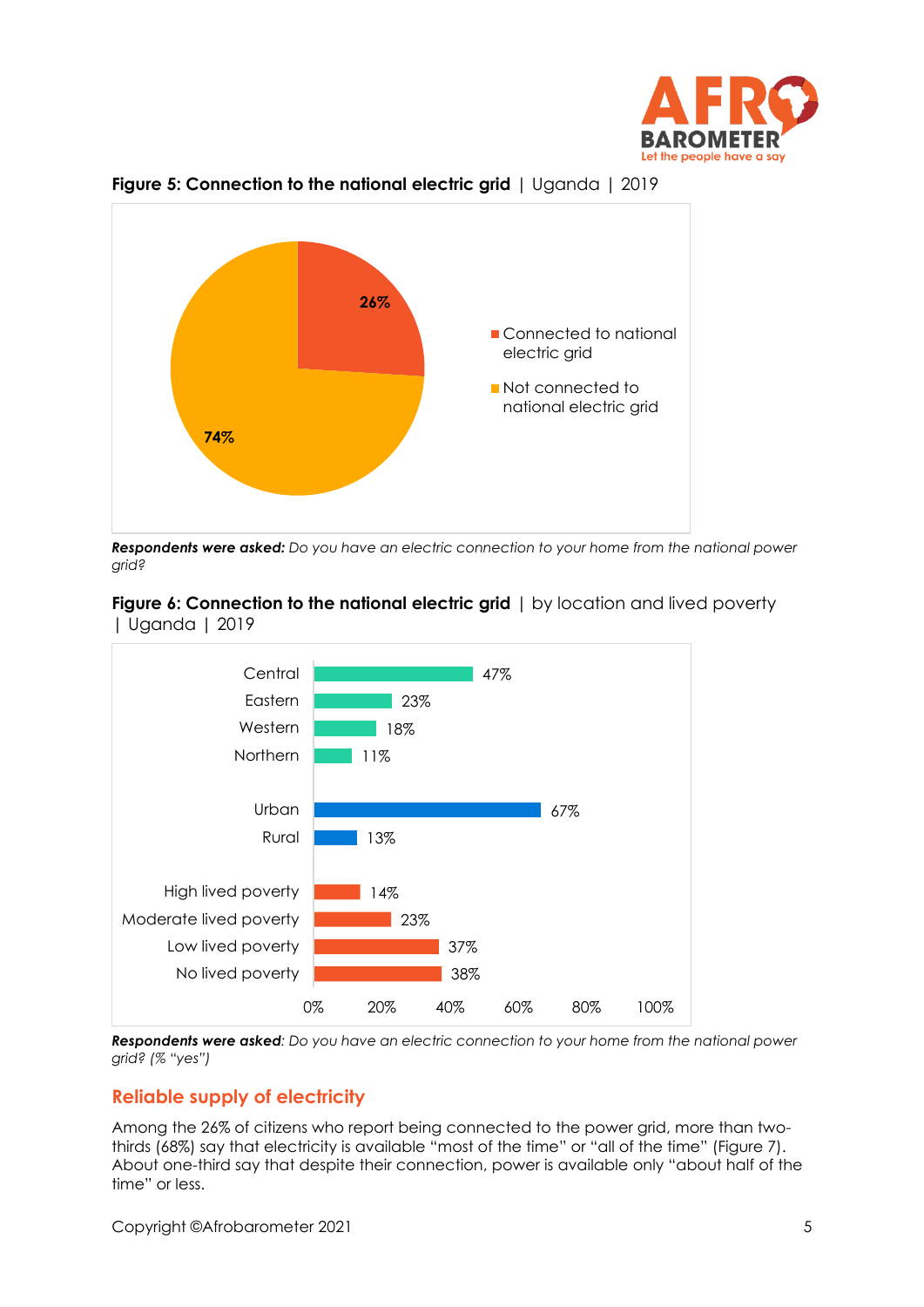**Figure 5: Connection to the national electric grid** | Uganda | 2019

| | % |
|---|---|
| Connected to national electric grid | 26% |
| Not connected to national electric grid | 74% |

***Respondents were asked:*** *Do you have an electric connection to your home from the national power grid?*

**Figure 6: Connection to the national electric grid** | by location and lived poverty | Uganda | 2019

| | % |
|---|---|
| Central | 47% |
| Eastern | 23% |
| Western | 18% |
| Northern | 11% |
| Urban | 67% |
| Rural | 13% |
| High lived poverty | 14% |
| Moderate lived poverty | 23% |
| Low lived poverty | 37% |
| No lived poverty | 38% |

***Respondents were asked****: Do you have an electric connection to your home from the national power grid? (% "yes")*

## Reliable supply of electricity

Among the 26% of citizens who report being connected to the power grid, more than two-thirds (68%) say that electricity is available "most of the time" or "all of the time" (Figure 7). About one-third say that despite their connection, power is available only "about half of the time" or less.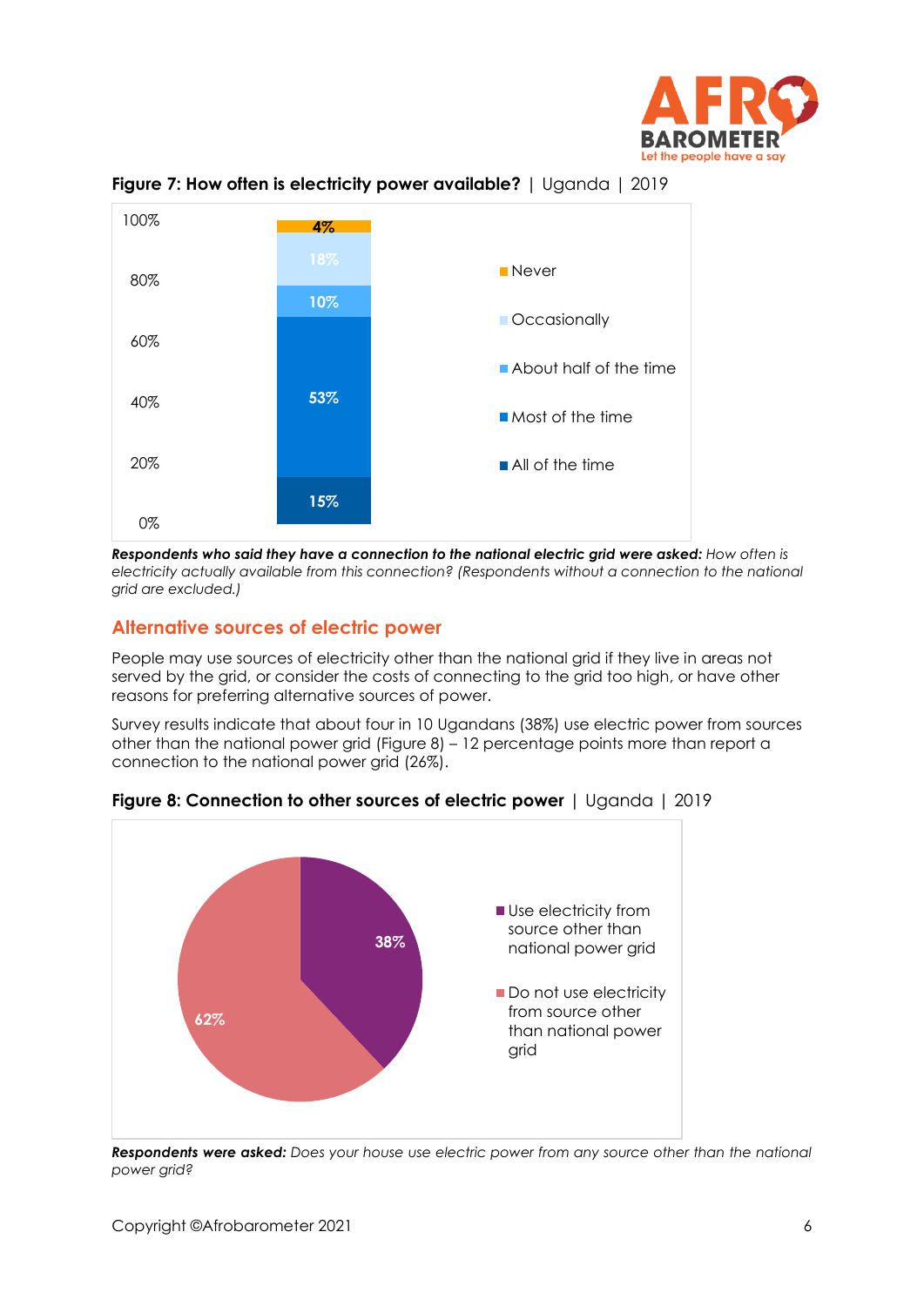**Figure 7: How often is electricity power available?** | Uganda | 2019

| Response | % |
|---|---|
| Never | 4% |
| Occasionally | 18% |
| About half of the time | 10% |
| Most of the time | 53% |
| All of the time | 15% |

***Respondents who said they have a connection to the national electric grid were asked:*** *How often is electricity actually available from this connection? (Respondents without a connection to the national grid are excluded.)*

## Alternative sources of electric power

People may use sources of electricity other than the national grid if they live in areas not served by the grid, or consider the costs of connecting to the grid too high, or have other reasons for preferring alternative sources of power.

Survey results indicate that about four in 10 Ugandans (38%) use electric power from sources other than the national power grid (Figure 8) – 12 percentage points more than report a connection to the national power grid (26%).

**Figure 8: Connection to other sources of electric power** | Uganda | 2019

| Response | % |
|---|---|
| Use electricity from source other than national power grid | 38% |
| Do not use electricity from source other than national power grid | 62% |

***Respondents were asked:*** *Does your house use electric power from any source other than the national power grid?*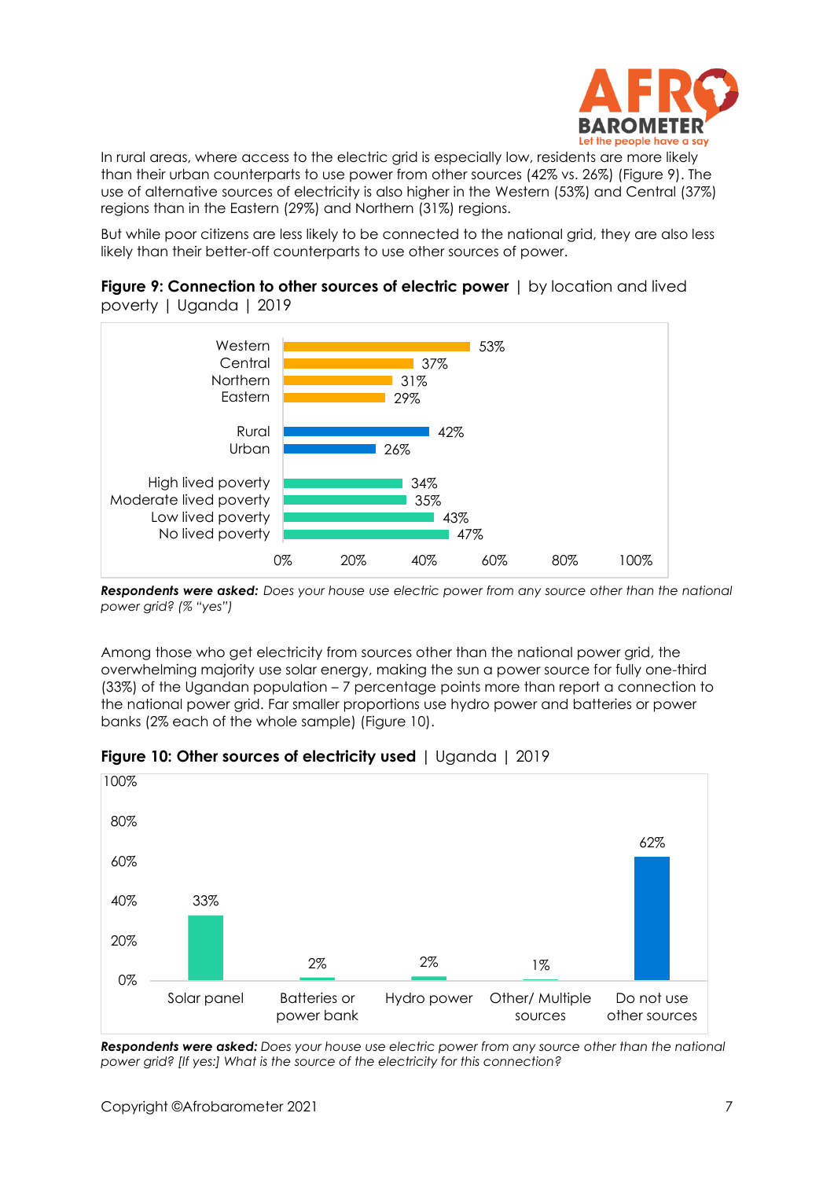In rural areas, where access to the electric grid is especially low, residents are more likely than their urban counterparts to use power from other sources (42% vs. 26%) (Figure 9). The use of alternative sources of electricity is also higher in the Western (53%) and Central (37%) regions than in the Eastern (29%) and Northern (31%) regions.

But while poor citizens are less likely to be connected to the national grid, they are also less likely than their better-off counterparts to use other sources of power.

**Figure 9: Connection to other sources of electric power** | by location and lived poverty | Uganda | 2019

| | % |
|---|---|
| Western | 53% |
| Central | 37% |
| Northern | 31% |
| Eastern | 29% |
| Rural | 42% |
| Urban | 26% |
| High lived poverty | 34% |
| Moderate lived poverty | 35% |
| Low lived poverty | 43% |
| No lived poverty | 47% |

***Respondents were asked:*** *Does your house use electric power from any source other than the national power grid? (% "yes")*

Among those who get electricity from sources other than the national power grid, the overwhelming majority use solar energy, making the sun a power source for fully one-third (33%) of the Ugandan population – 7 percentage points more than report a connection to the national power grid. Far smaller proportions use hydro power and batteries or power banks (2% each of the whole sample) (Figure 10).

**Figure 10: Other sources of electricity used** | Uganda | 2019

| Solar panel | Batteries or power bank | Hydro power | Other/ Multiple sources | Do not use other sources |
|---|---|---|---|---|
| 33% | 2% | 2% | 1% | 62% |

***Respondents were asked:*** *Does your house use electric power from any source other than the national power grid? [If yes:] What is the source of the electricity for this connection?*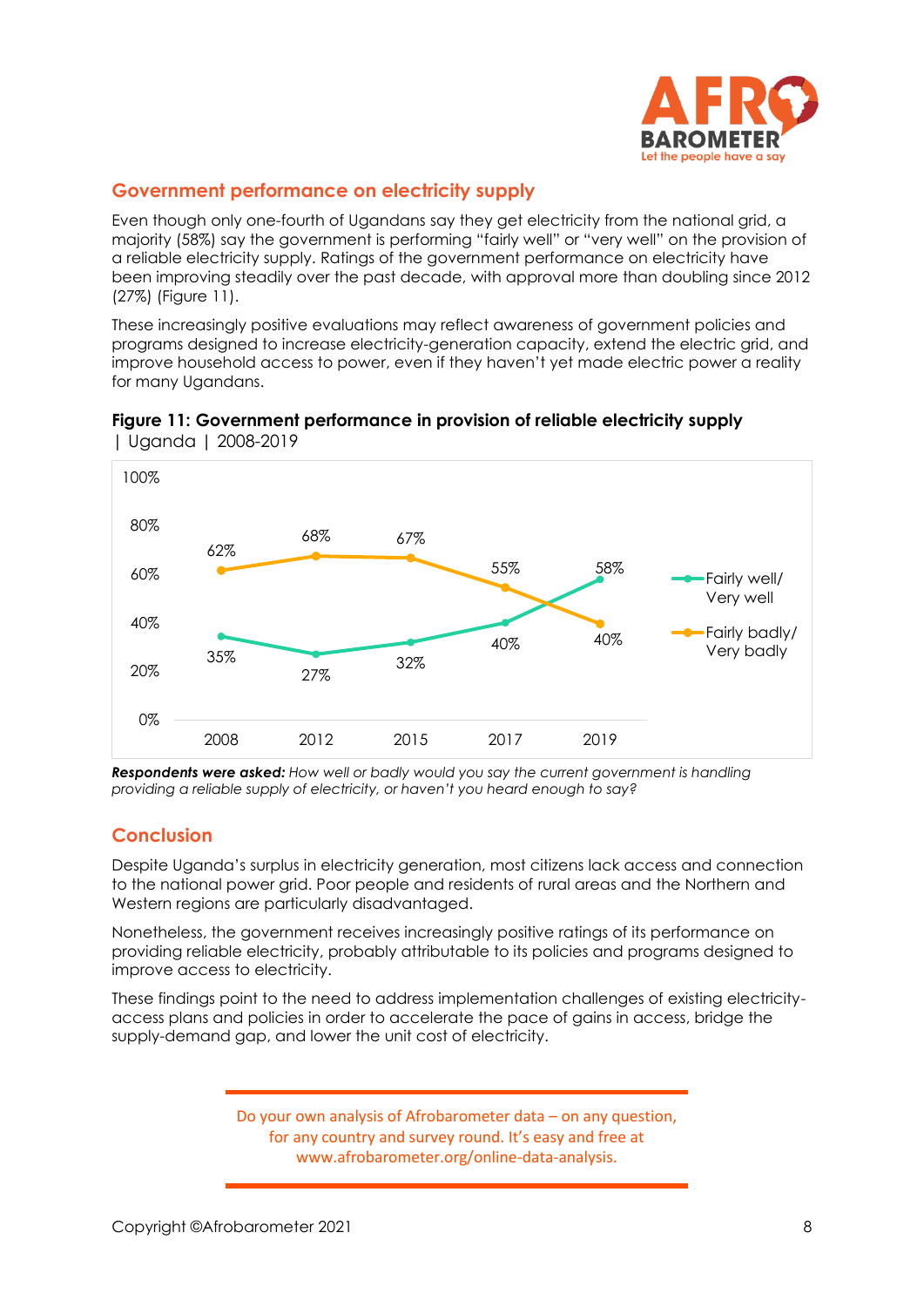## Government performance on electricity supply

Even though only one-fourth of Ugandans say they get electricity from the national grid, a majority (58%) say the government is performing "fairly well" or "very well" on the provision of a reliable electricity supply. Ratings of the government performance on electricity have been improving steadily over the past decade, with approval more than doubling since 2012 (27%) (Figure 11).

These increasingly positive evaluations may reflect awareness of government policies and programs designed to increase electricity-generation capacity, extend the electric grid, and improve household access to power, even if they haven't yet made electric power a reality for many Ugandans.

**Figure 11: Government performance in provision of reliable electricity supply** | Uganda | 2008-2019

| | 2008 | 2012 | 2015 | 2017 | 2019 |
|---|---|---|---|---|---|
| Fairly well/ Very well | 35% | 27% | 32% | 40% | 58% |
| Fairly badly/ Very badly | 62% | 68% | 67% | 55% | 40% |

***Respondents were asked:*** *How well or badly would you say the current government is handling providing a reliable supply of electricity, or haven't you heard enough to say?*

## Conclusion

Despite Uganda's surplus in electricity generation, most citizens lack access and connection to the national power grid. Poor people and residents of rural areas and the Northern and Western regions are particularly disadvantaged.

Nonetheless, the government receives increasingly positive ratings of its performance on providing reliable electricity, probably attributable to its policies and programs designed to improve access to electricity.

These findings point to the need to address implementation challenges of existing electricity-access plans and policies in order to accelerate the pace of gains in access, bridge the supply-demand gap, and lower the unit cost of electricity.

Do your own analysis of Afrobarometer data – on any question, for any country and survey round. It's easy and free at www.afrobarometer.org/online-data-analysis.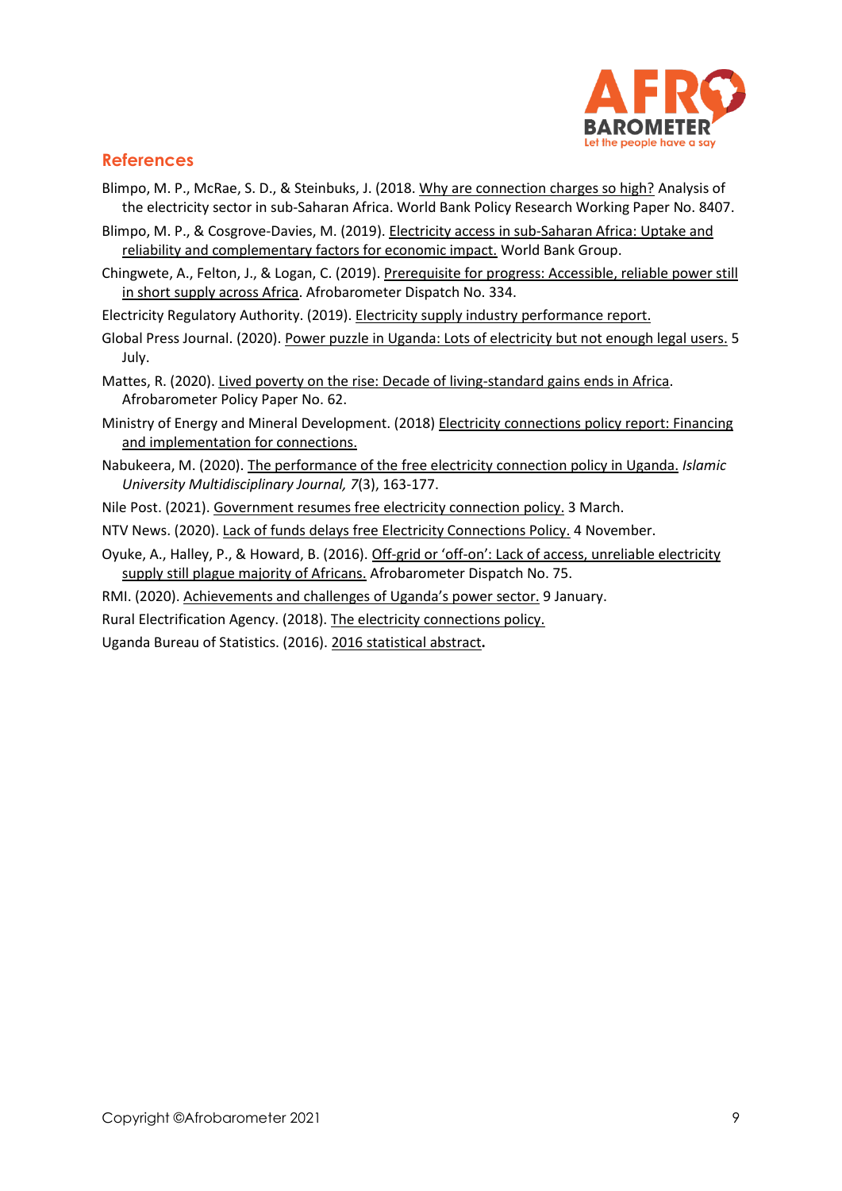## References

Blimpo, M. P., McRae, S. D., & Steinbuks, J. (2018. Why are connection charges so high? Analysis of the electricity sector in sub-Saharan Africa. World Bank Policy Research Working Paper No. 8407.

Blimpo, M. P., & Cosgrove-Davies, M. (2019). Electricity access in sub-Saharan Africa: Uptake and reliability and complementary factors for economic impact. World Bank Group.

Chingwete, A., Felton, J., & Logan, C. (2019). Prerequisite for progress: Accessible, reliable power still in short supply across Africa. Afrobarometer Dispatch No. 334.

Electricity Regulatory Authority. (2019). Electricity supply industry performance report.

Global Press Journal. (2020). Power puzzle in Uganda: Lots of electricity but not enough legal users. 5 July.

Mattes, R. (2020). Lived poverty on the rise: Decade of living-standard gains ends in Africa. Afrobarometer Policy Paper No. 62.

Ministry of Energy and Mineral Development. (2018) Electricity connections policy report: Financing and implementation for connections.

Nabukeera, M. (2020). The performance of the free electricity connection policy in Uganda. *Islamic University Multidisciplinary Journal, 7*(3), 163-177.

Nile Post. (2021). Government resumes free electricity connection policy. 3 March.

NTV News. (2020). Lack of funds delays free Electricity Connections Policy. 4 November.

Oyuke, A., Halley, P., & Howard, B. (2016). Off-grid or 'off-on': Lack of access, unreliable electricity supply still plague majority of Africans. Afrobarometer Dispatch No. 75.

RMI. (2020). Achievements and challenges of Uganda's power sector. 9 January.

Rural Electrification Agency. (2018). The electricity connections policy.

Uganda Bureau of Statistics. (2016). 2016 statistical abstract**.**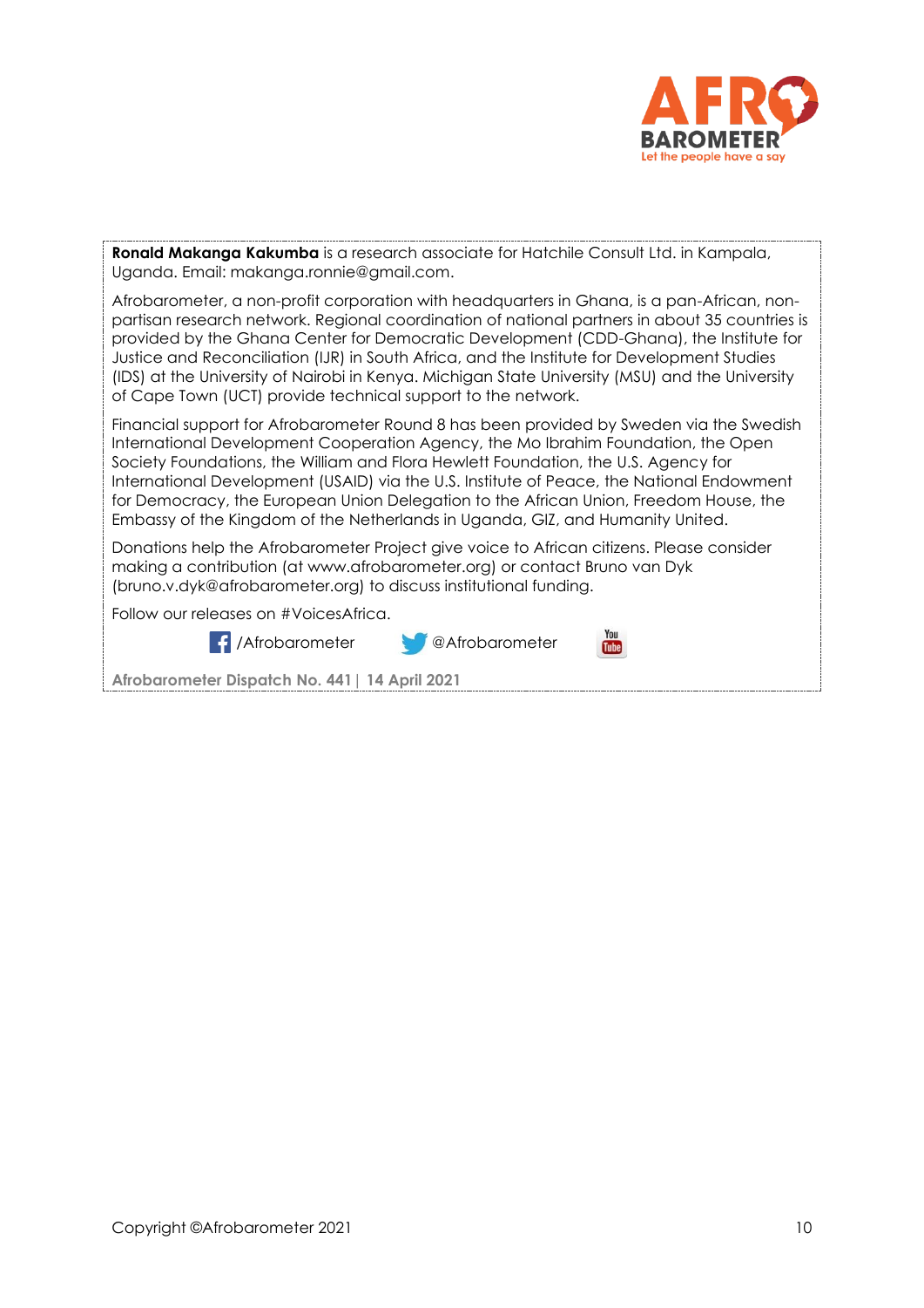**Ronald Makanga Kakumba** is a research associate for Hatchile Consult Ltd. in Kampala, Uganda. Email: makanga.ronnie@gmail.com.

Afrobarometer, a non-profit corporation with headquarters in Ghana, is a pan-African, non-partisan research network. Regional coordination of national partners in about 35 countries is provided by the Ghana Center for Democratic Development (CDD-Ghana), the Institute for Justice and Reconciliation (IJR) in South Africa, and the Institute for Development Studies (IDS) at the University of Nairobi in Kenya. Michigan State University (MSU) and the University of Cape Town (UCT) provide technical support to the network.

Financial support for Afrobarometer Round 8 has been provided by Sweden via the Swedish International Development Cooperation Agency, the Mo Ibrahim Foundation, the Open Society Foundations, the William and Flora Hewlett Foundation, the U.S. Agency for International Development (USAID) via the U.S. Institute of Peace, the National Endowment for Democracy, the European Union Delegation to the African Union, Freedom House, the Embassy of the Kingdom of the Netherlands in Uganda, GIZ, and Humanity United.

Donations help the Afrobarometer Project give voice to African citizens. Please consider making a contribution (at www.afrobarometer.org) or contact Bruno van Dyk (bruno.v.dyk@afrobarometer.org) to discuss institutional funding.

Follow our releases on #VoicesAfrica.

/Afrobarometer @Afrobarometer

**Afrobarometer Dispatch No. 441 | 14 April 2021**

Copyright ©Afrobarometer 2021